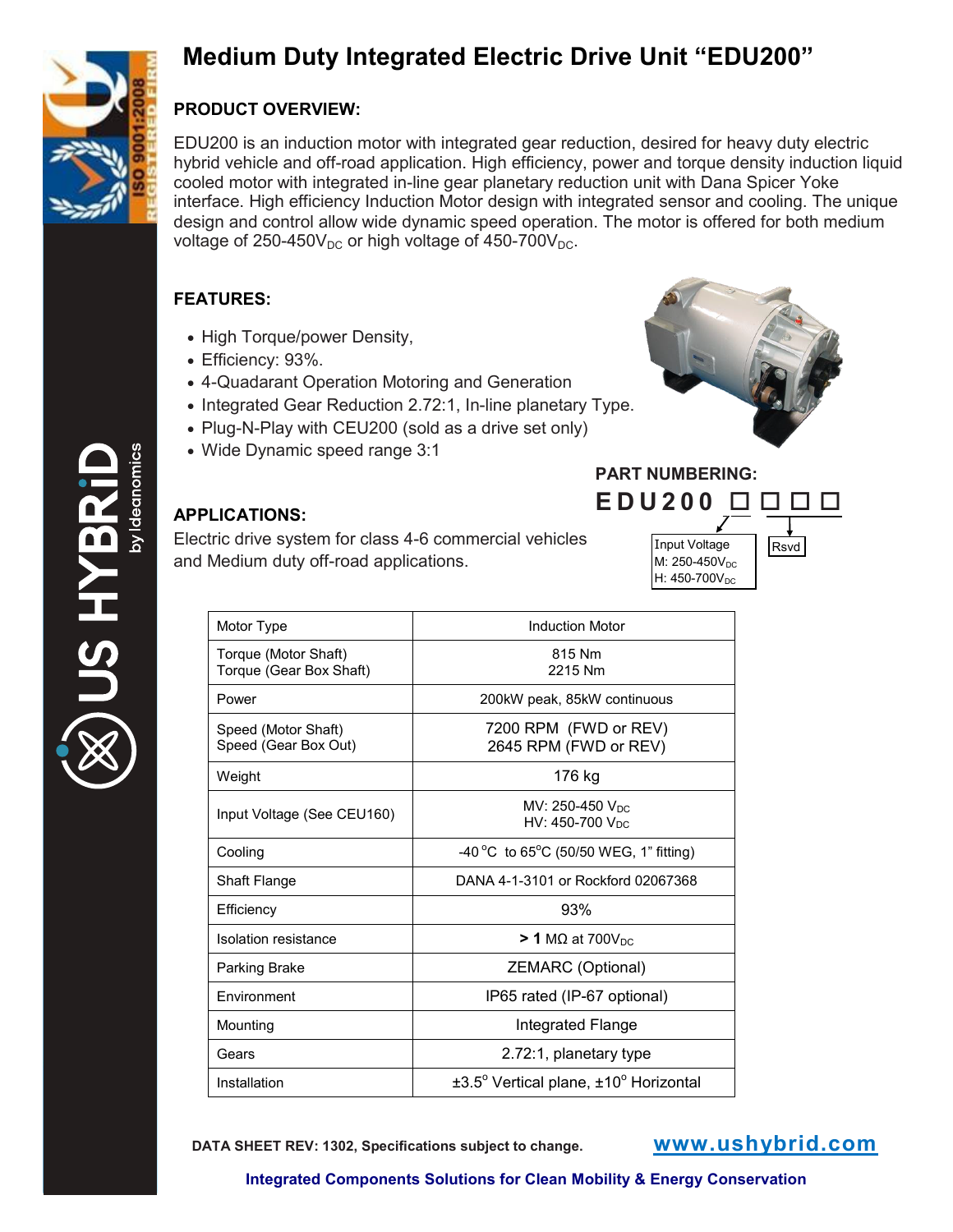# Medium Duty Integrated Electric Drive Unit "EDU200"

## PRODUCT OVERVIEW:

EDU200 is an induction motor with integrated gear reduction, desired for heavy duty electric hybrid vehicle and off-road application. High efficiency, power and torque density induction liquid cooled motor with integrated in-line gear planetary reduction unit with Dana Spicer Yoke interface. High efficiency Induction Motor design with integrated sensor and cooling. The unique design and control allow wide dynamic speed operation. The motor is offered for both medium voltage of 250-450$V_{DC}$ or high voltage of 450-700$V_{DC}$.

## FEATURES:

- High Torque/power Density,
- Efficiency: 93%.
- 4-Quadrant Operation Motoring and Generation
- Integrated Gear Reduction 2.72:1, In-line planetary Type.
- Plug-N-Play with CEU200 (sold as a drive set only)
- Wide Dynamic speed range 3:1

## PART NUMBERING:

EDU200 ☐ ☐ ☐ ☐

- Input Voltage — M: 250-450$V_{DC}$, H: 450-700$V_{DC}$
- Rsvd

## APPLICATIONS:

Electric drive system for class 4-6 commercial vehicles and Medium duty off-road applications.

| | |
|---|---|
| Motor Type | Induction Motor |
| Torque (Motor Shaft)<br>Torque (Gear Box Shaft) | 815 Nm<br>2215 Nm |
| Power | 200kW peak, 85kW continuous |
| Speed (Motor Shaft)<br>Speed (Gear Box Out) | 7200 RPM (FWD or REV)<br>2645 RPM (FWD or REV) |
| Weight | 176 kg |
| Input Voltage (See CEU160) | MV: 250-450 $V_{DC}$<br>HV: 450-700 $V_{DC}$ |
| Cooling | -40 °C to 65°C (50/50 WEG, 1" fitting) |
| Shaft Flange | DANA 4-1-3101 or Rockford 02067368 |
| Efficiency | 93% |
| Isolation resistance | **> 1** MΩ at 700$V_{DC}$ |
| Parking Brake | ZEMARC (Optional) |
| Environment | IP65 rated (IP-67 optional) |
| Mounting | Integrated Flange |
| Gears | 2.72:1, planetary type |
| Installation | ±3.5° Vertical plane, ±10° Horizontal |

**DATA SHEET REV: 1302, Specifications subject to change.** www.ushybrid.com

**Integrated Components Solutions for Clean Mobility & Energy Conservation**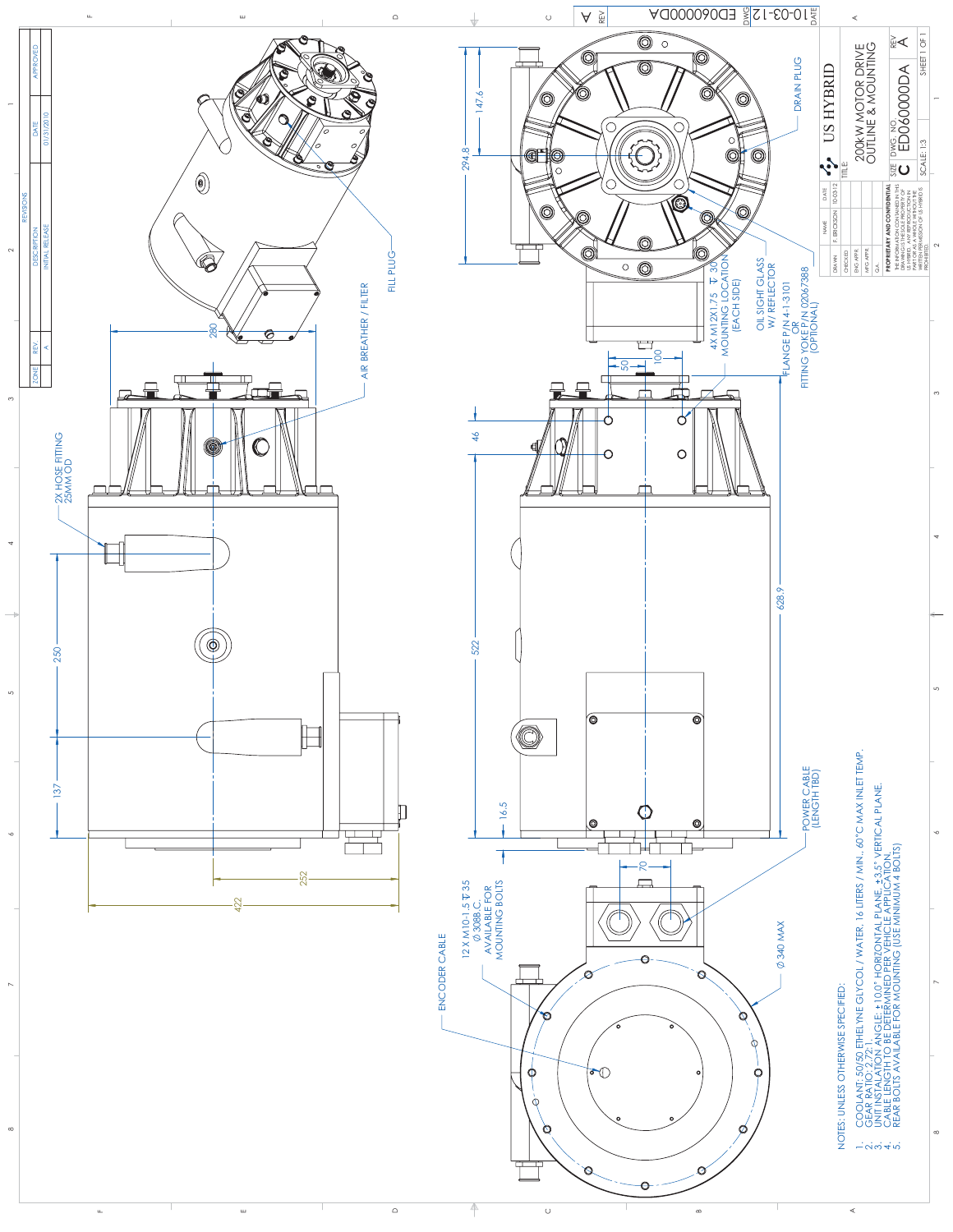# US HYBRID

**TITLE:** 200KW MOTOR DRIVE OUTLINE & MOUNTING

| SIZE | DWG. NO. | REV |
|---|---|---|
| C | ED06000DA | A |

SCALE: 1:3 SHEET 1 OF 1

| | NAME | DATE |
|---|---|---|
| DRAWN | F. ERICKSON | 10-03-12 |
| CHECKED | | |
| ENG APPR. | | |
| MFG APPR. | | |
| Q.A. | | |

**PROPRIETARY AND CONFIDENTIAL**

THE INFORMATION CONTAINED IN THIS DRAWING IS THE SOLE PROPERTY OF US HYBRID. ANY REPRODUCTION IN PART OR AS A WHOLE WITHOUT THE WRITTEN PERMISSION OF US HYBRID IS PROHIBITED.

## REVISIONS

| ZONE | REV | DESCRIPTION | DATE | APPROVED |
|---|---|---|---|---|
| | A | INITIAL RELEASE | 01/31/2010 | |

DWG: ED06000DA REV: A DATE: 10-03-12

## Labels

- AIR BREATHER / FILTER
- FILL PLUG
- DRAIN PLUG
- 2X HOSE FITTING 25MM OD
- 4X M12X1.75 ⊽ 30 MOUNTING LOCATION (EACH SIDE)
- OIL SIGHT GLASS W/ REFLECTOR
- FLANGE P/N 4-1-3101 OR FITTING YOKE P/N 02067388 (OPTIONAL)
- POWER CABLE (LENGTH TBD)
- ENCODER CABLE
- 12 X M10-1.5 ⊽ 35 Ø 308B.C. AVAILABLE FOR MOUNTING BOLTS
- Ø 340 MAX

Dimensions: 280, 250, 137, 252, 422, 294.8, 147.6, 50, 100, 46, 522, 628.9, 16.5, 70

## NOTES: UNLESS OTHERWISE SPECIFIED:

1. COOLANT: 50/50 ETHELYNE GLYCOL / WATER, 16 LITERS / MIN., 60°C MAX INLET TEMP.
2. GEAR RATIO: 2.72:1.
3. UNIT INSTALLATION ANGLE: ± 10.0° HORIZONTAL PLANE, ±3.5° VERTICAL PLANE.
4. CABLE LENGTH TO BE DETERMINED PER VEHICLE APPLICATION.
5. REAR BOLTS AVAILABLE FOR MOUNTING (USE MINIMUM 4 BOLTS)